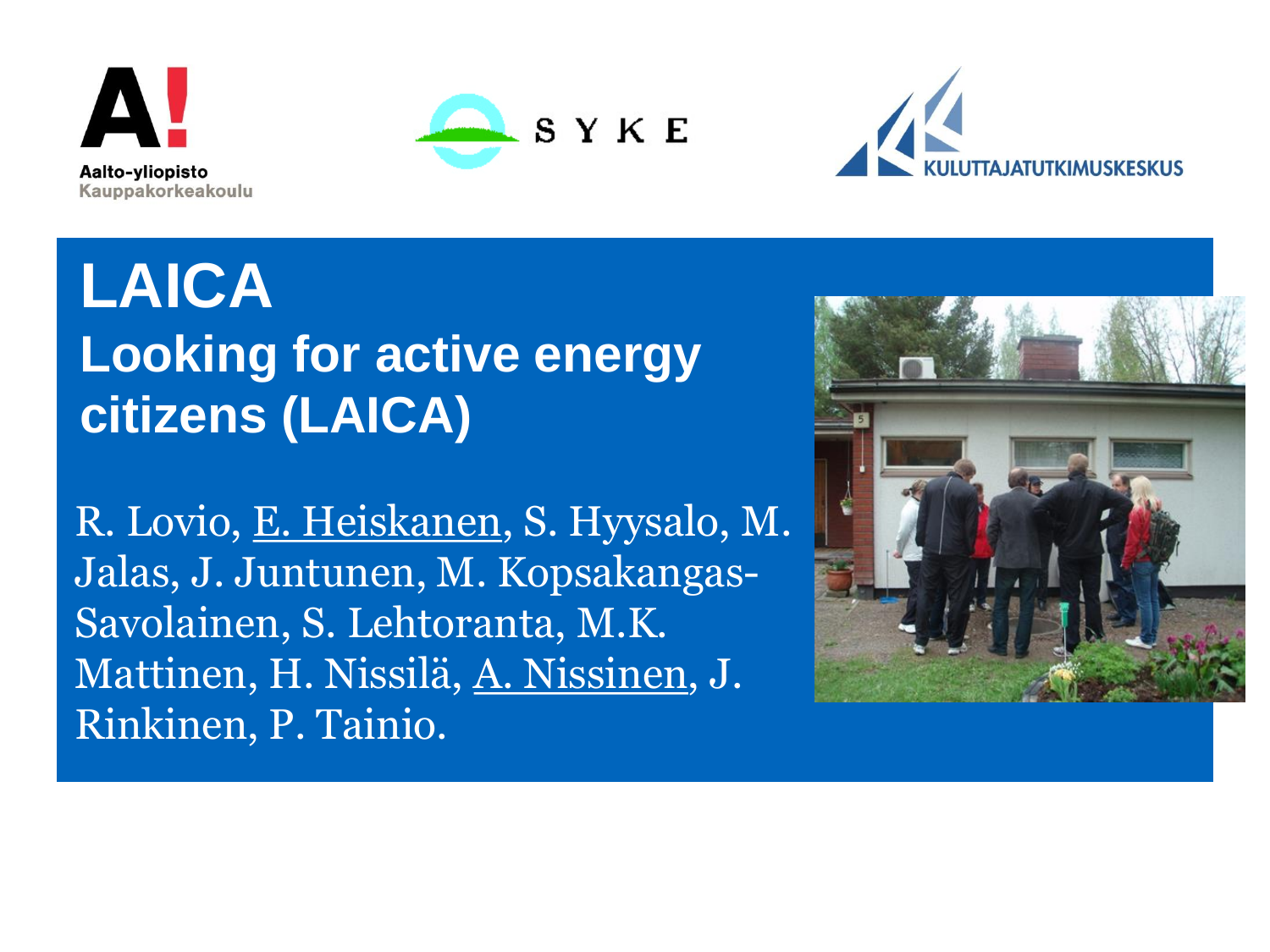Aalto-yliopisto
Kauppakorkeakoulu

SYKE

KULUTTAJATUTKIMUSKESKUS

# LAICA

## Looking for active energy citizens (LAICA)

R. Lovio, <u>E. Heiskanen</u>, S. Hyysalo, M. Jalas, J. Juntunen, M. Kopsakangas-Savolainen, S. Lehtoranta, M.K. Mattinen, H. Nissilä, <u>A. Nissinen</u>, J. Rinkinen, P. Tainio.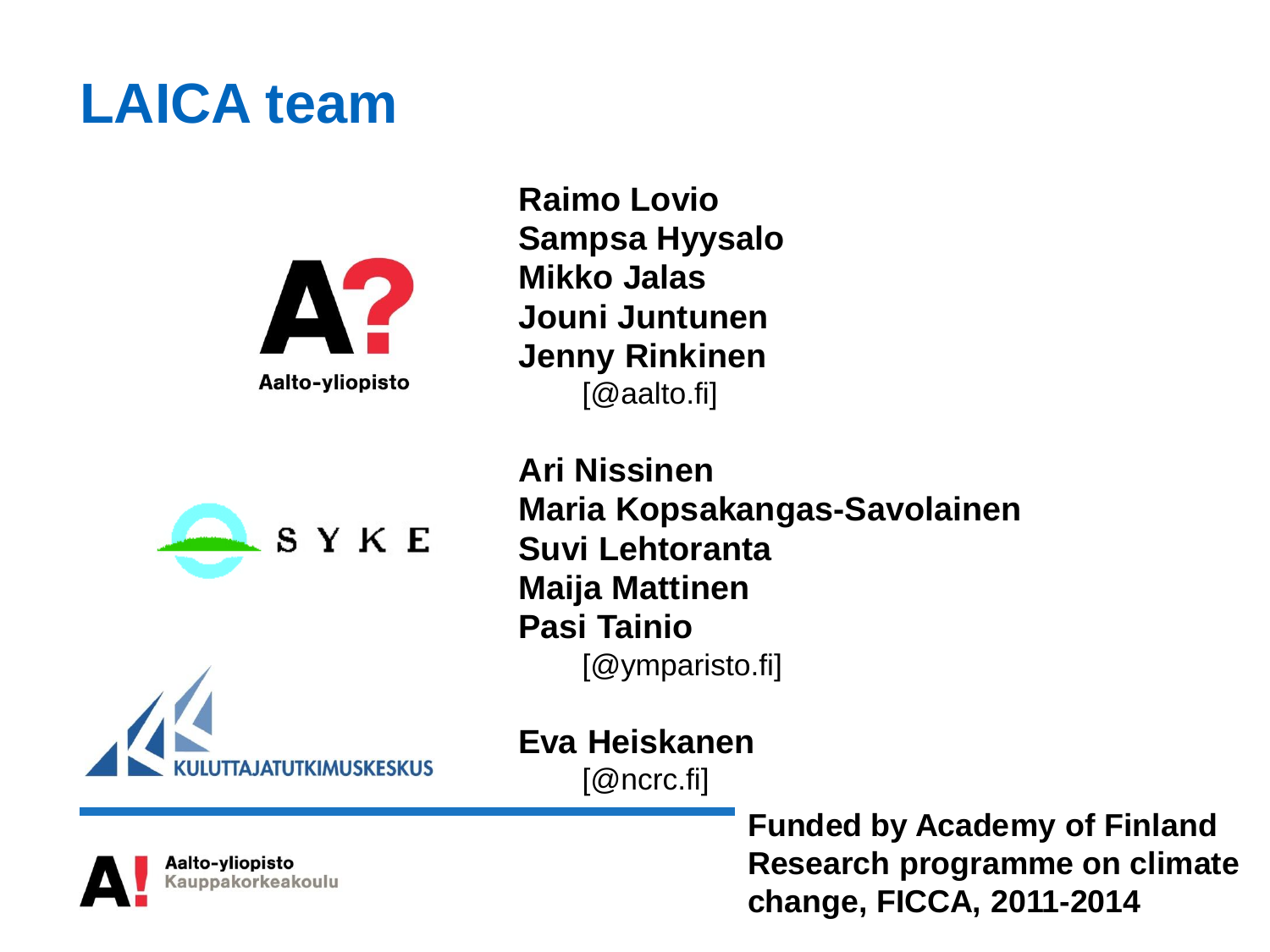# LAICA team

Aalto-yliopisto

**Raimo Lovio**
**Sampsa Hyysalo**
**Mikko Jalas**
**Jouni Juntunen**
**Jenny Rinkinen**
[@aalto.fi]

SYKE

**Ari Nissinen**
**Maria Kopsakangas-Savolainen**
**Suvi Lehtoranta**
**Maija Mattinen**
**Pasi Tainio**
[@ymparisto.fi]

KULUTTAJATUTKIMUSKESKUS

**Eva Heiskanen**
[@ncrc.fi]

Aalto-yliopisto
Kauppakorkeakoulu

**Funded by Academy of Finland Research programme on climate change, FICCA, 2011-2014**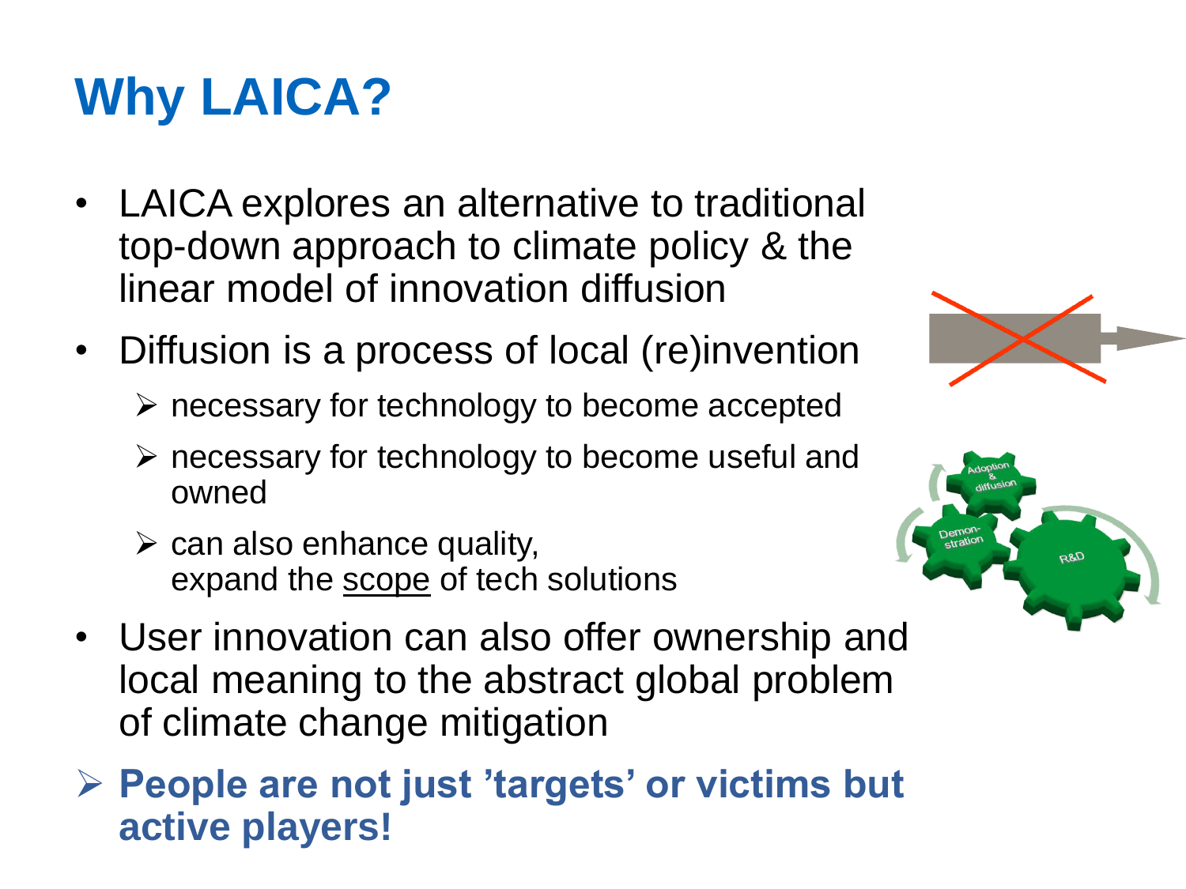# Why LAICA?

- LAICA explores an alternative to traditional top-down approach to climate policy & the linear model of innovation diffusion
- Diffusion is a process of local (re)invention
  - necessary for technology to become accepted
  - necessary for technology to become useful and owned
  - can also enhance quality, expand the scope of tech solutions
- User innovation can also offer ownership and local meaning to the abstract global problem of climate change mitigation

- **People are not just 'targets' or victims but active players!**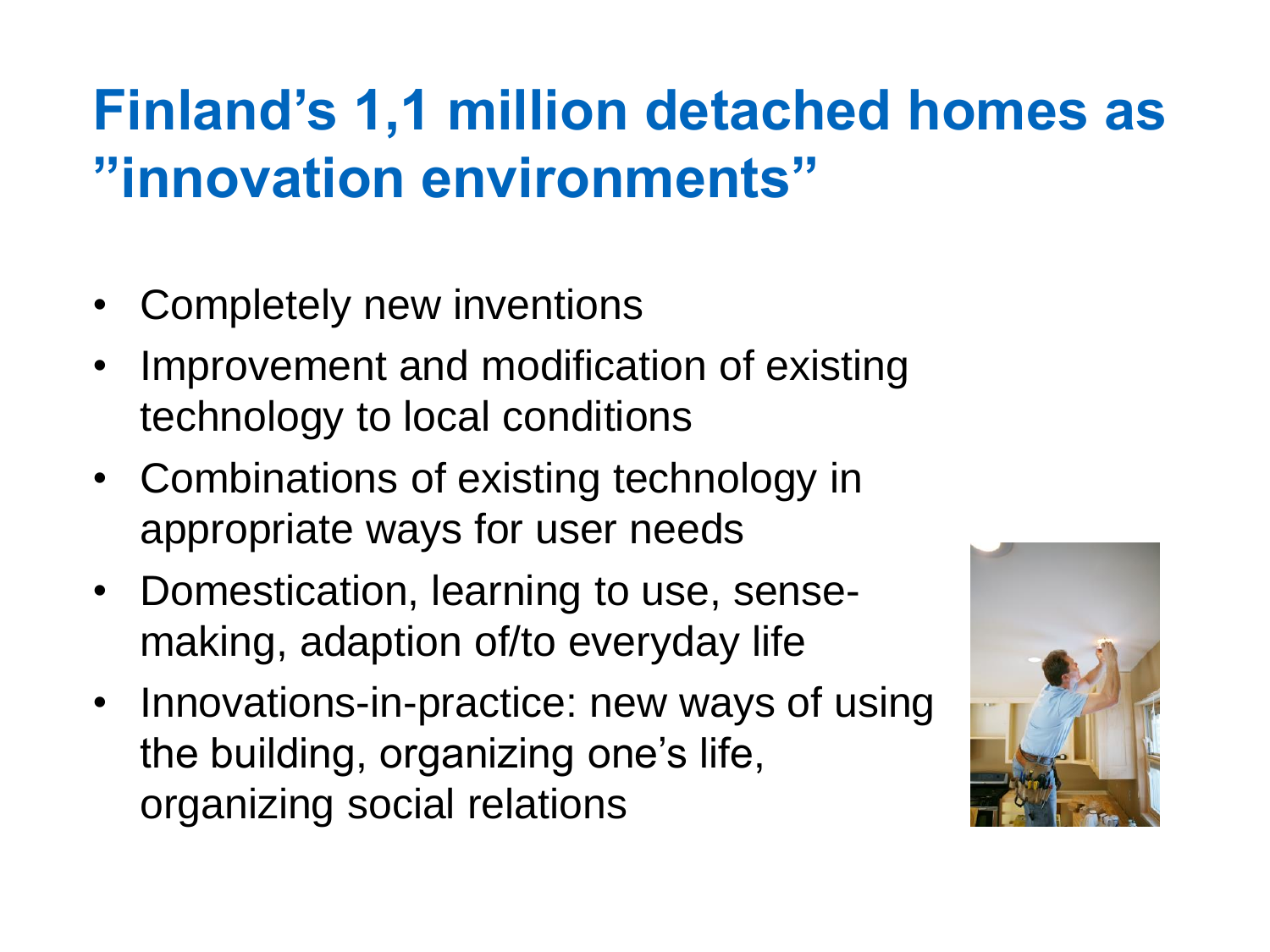# Finland’s 1,1 million detached homes as ”innovation environments”

- Completely new inventions
- Improvement and modification of existing technology to local conditions
- Combinations of existing technology in appropriate ways for user needs
- Domestication, learning to use, sense-making, adaption of/to everyday life
- Innovations-in-practice: new ways of using the building, organizing one’s life, organizing social relations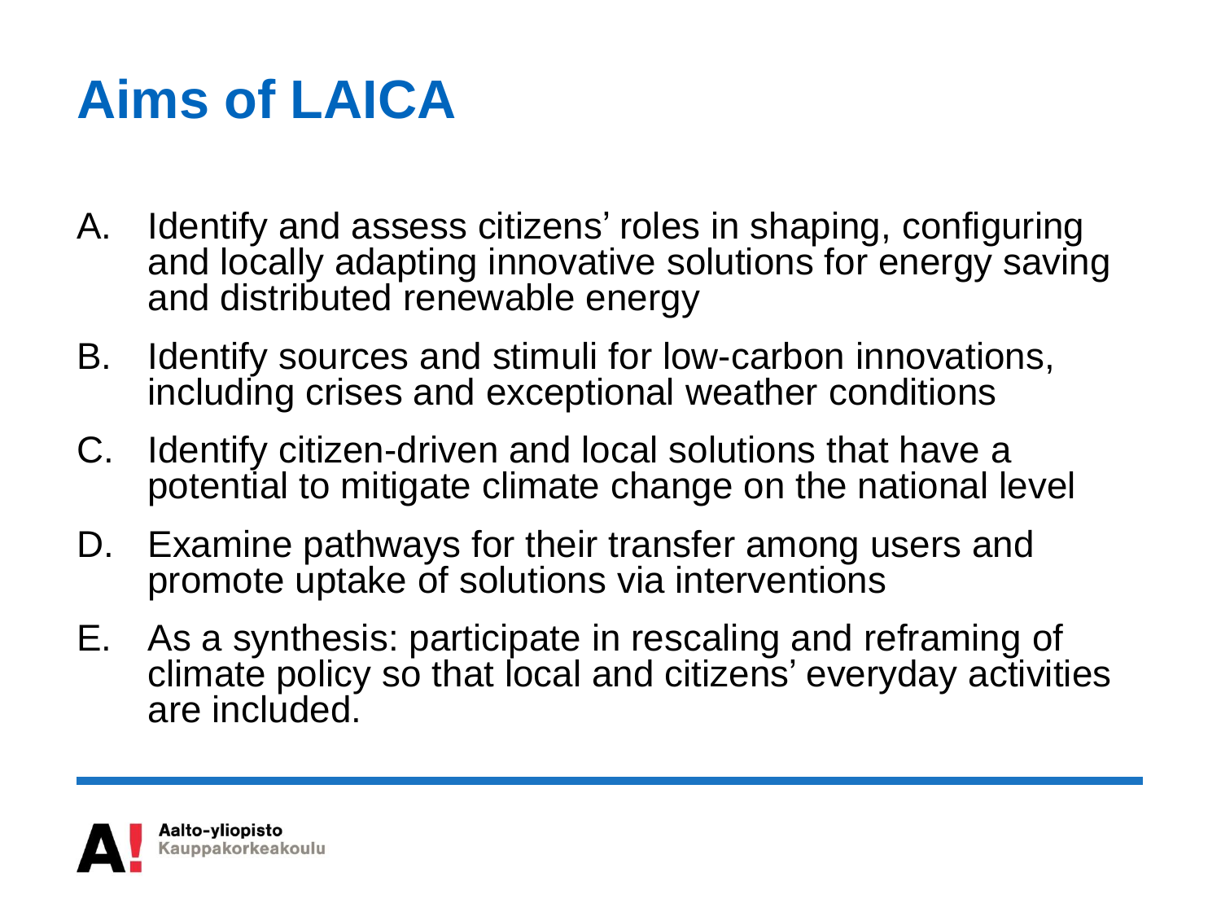# Aims of LAICA

A. Identify and assess citizens' roles in shaping, configuring and locally adapting innovative solutions for energy saving and distributed renewable energy

B. Identify sources and stimuli for low-carbon innovations, including crises and exceptional weather conditions

C. Identify citizen-driven and local solutions that have a potential to mitigate climate change on the national level

D. Examine pathways for their transfer among users and promote uptake of solutions via interventions

E. As a synthesis: participate in rescaling and reframing of climate policy so that local and citizens' everyday activities are included.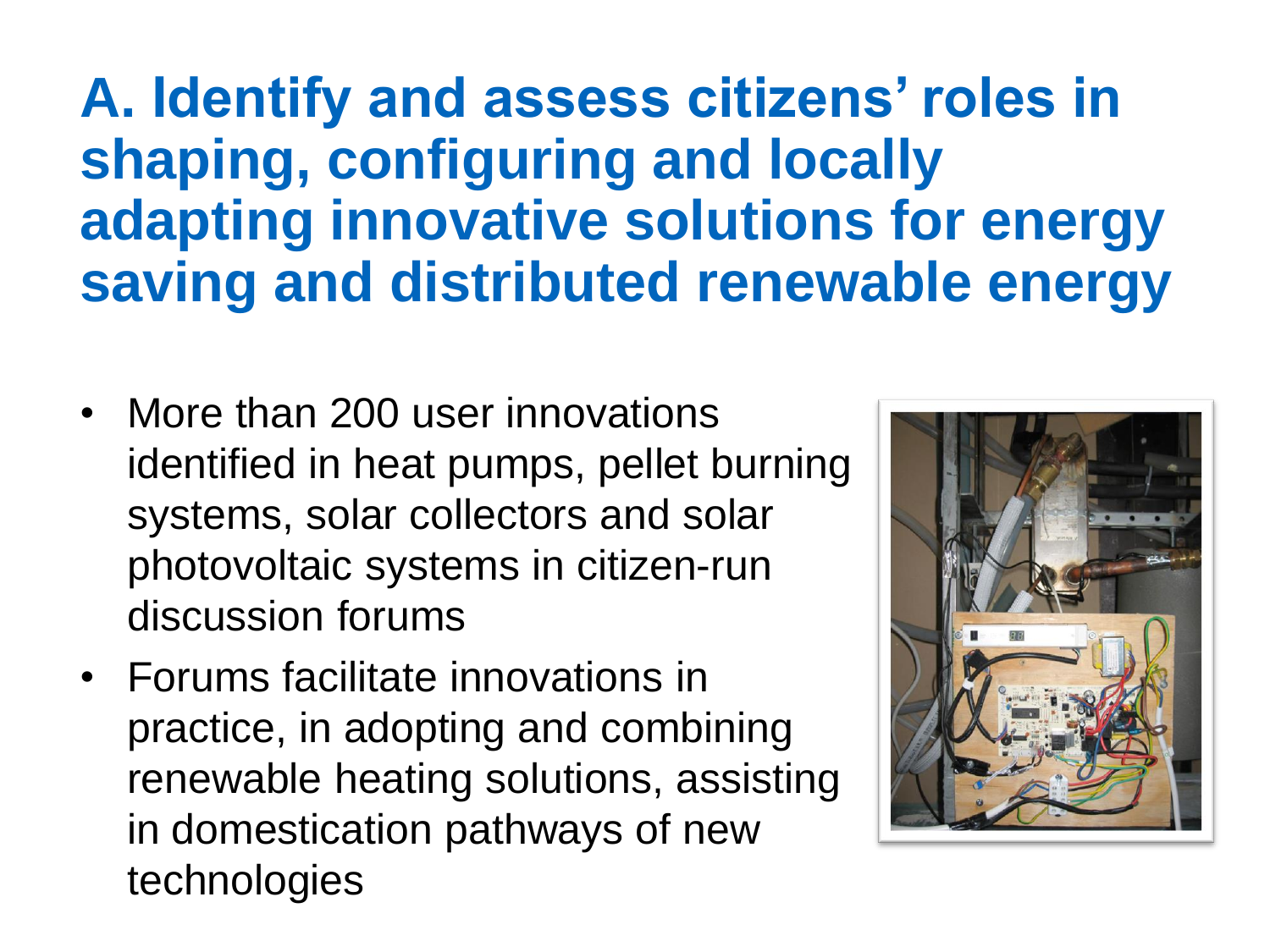# A. Identify and assess citizens' roles in shaping, configuring and locally adapting innovative solutions for energy saving and distributed renewable energy

- More than 200 user innovations identified in heat pumps, pellet burning systems, solar collectors and solar photovoltaic systems in citizen-run discussion forums
- Forums facilitate innovations in practice, in adopting and combining renewable heating solutions, assisting in domestication pathways of new technologies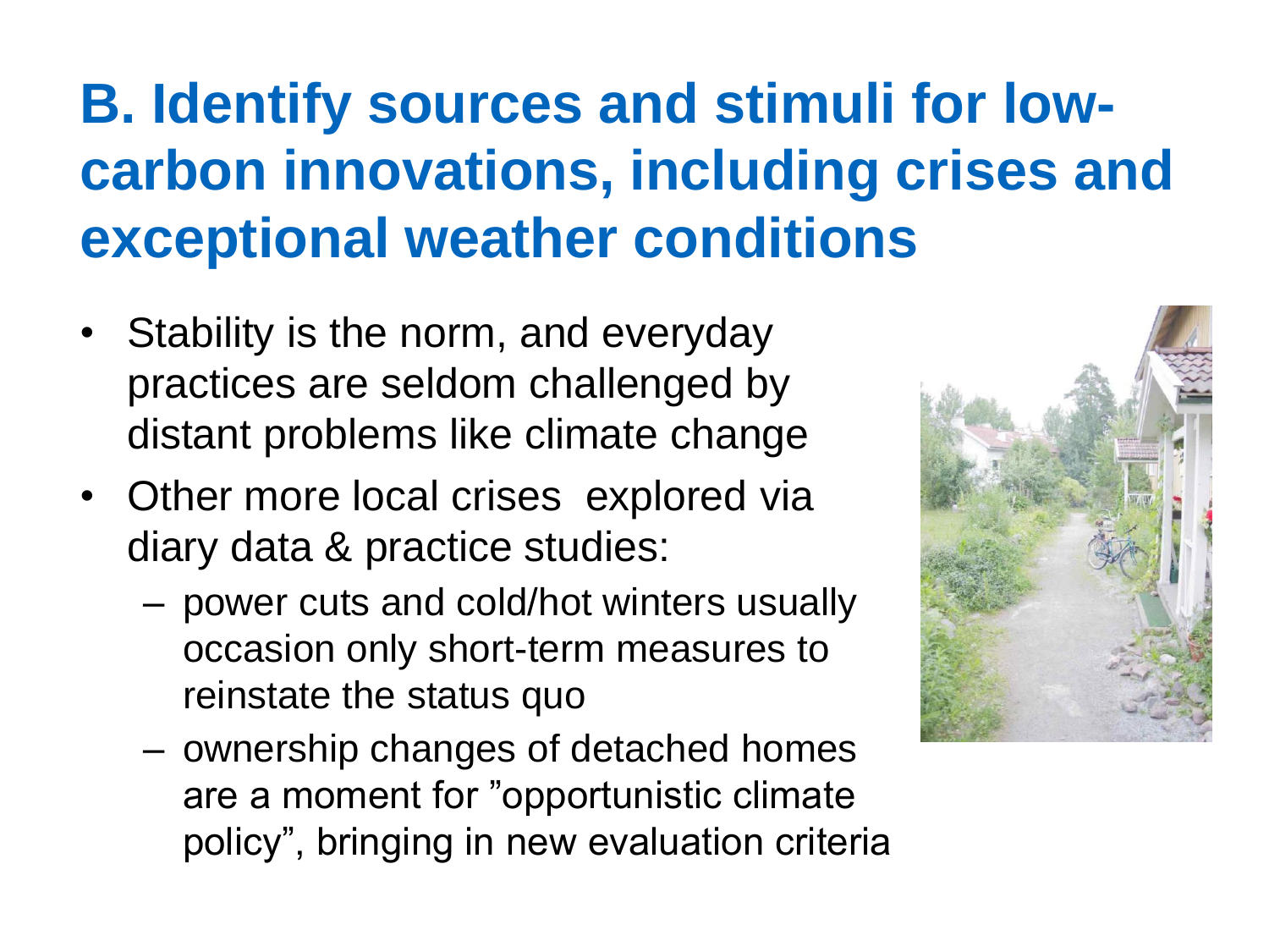# B. Identify sources and stimuli for low-carbon innovations, including crises and exceptional weather conditions

- Stability is the norm, and everyday practices are seldom challenged by distant problems like climate change
- Other more local crises explored via diary data & practice studies:
  - power cuts and cold/hot winters usually occasion only short-term measures to reinstate the status quo
  - ownership changes of detached homes are a moment for ”opportunistic climate policy”, bringing in new evaluation criteria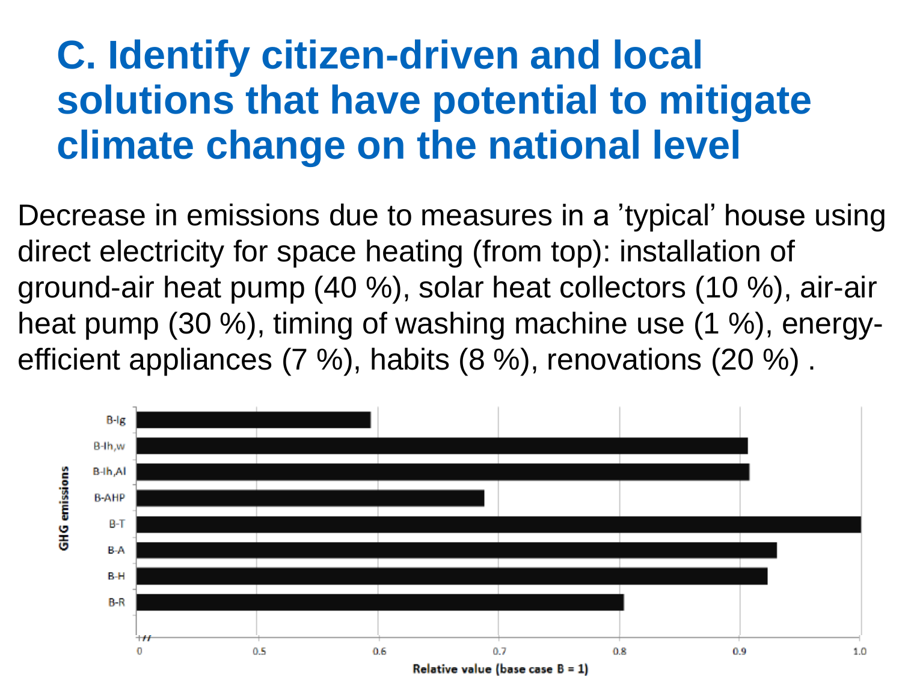# C. Identify citizen-driven and local solutions that have potential to mitigate climate change on the national level

Decrease in emissions due to measures in a 'typical' house using direct electricity for space heating (from top): installation of ground-air heat pump (40 %), solar heat collectors (10 %), air-air heat pump (30 %), timing of washing machine use (1 %), energy-efficient appliances (7 %), habits (8 %), renovations (20 %) .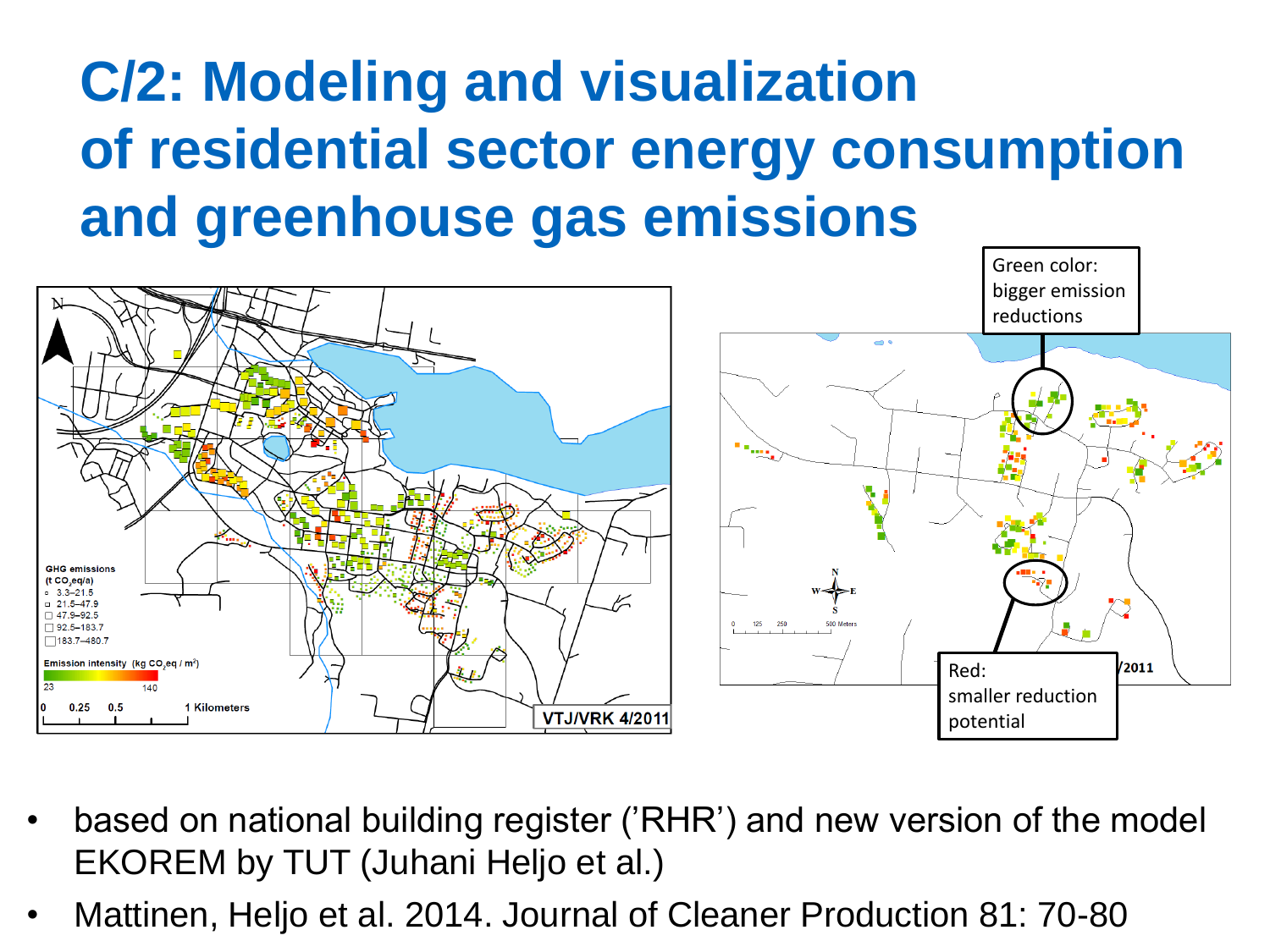# C/2: Modeling and visualization of residential sector energy consumption and greenhouse gas emissions

Green color: bigger emission reductions

Red: smaller reduction potential

- based on national building register ('RHR') and new version of the model EKOREM by TUT (Juhani Heljo et al.)
- Mattinen, Heljo et al. 2014. Journal of Cleaner Production 81: 70-80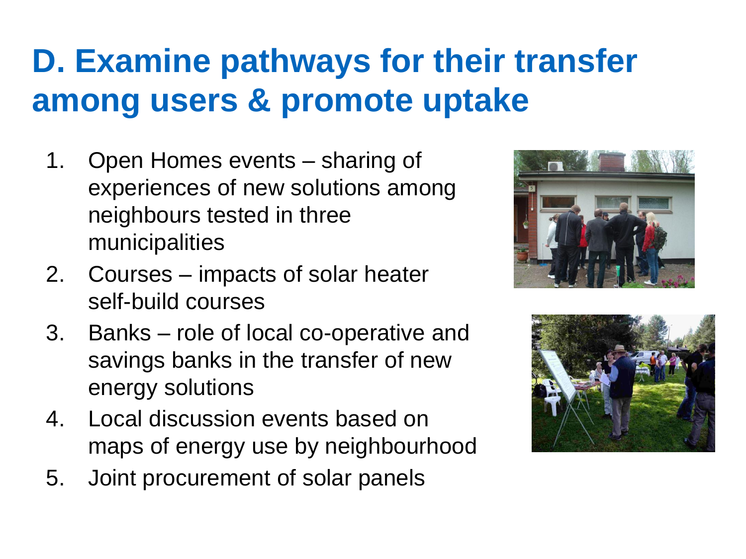# D. Examine pathways for their transfer among users & promote uptake

1. Open Homes events – sharing of experiences of new solutions among neighbours tested in three municipalities
2. Courses – impacts of solar heater self-build courses
3. Banks – role of local co-operative and savings banks in the transfer of new energy solutions
4. Local discussion events based on maps of energy use by neighbourhood
5. Joint procurement of solar panels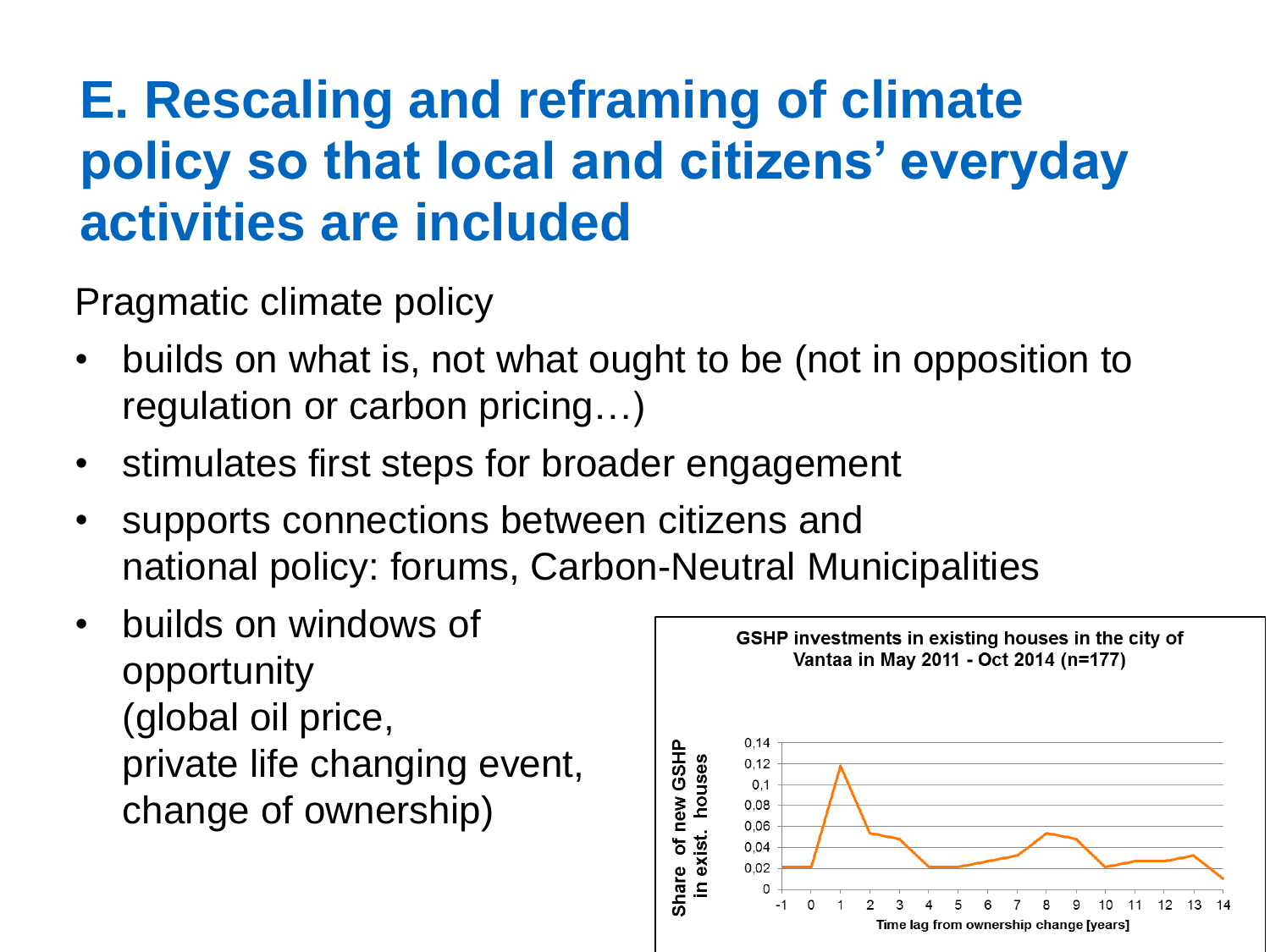# E. Rescaling and reframing of climate policy so that local and citizens' everyday activities are included

Pragmatic climate policy

- builds on what is, not what ought to be (not in opposition to regulation or carbon pricing…)
- stimulates first steps for broader engagement
- supports connections between citizens and national policy: forums, Carbon-Neutral Municipalities
- builds on windows of opportunity (global oil price, private life changing event, change of ownership)

**GSHP investments in existing houses in the city of Vantaa in May 2011 - Oct 2014 (n=177)**

Y-axis: Share of new GSHP in exist. houses (0 to 0,14)

X-axis: Time lag from ownership change [years] (-1 to 14)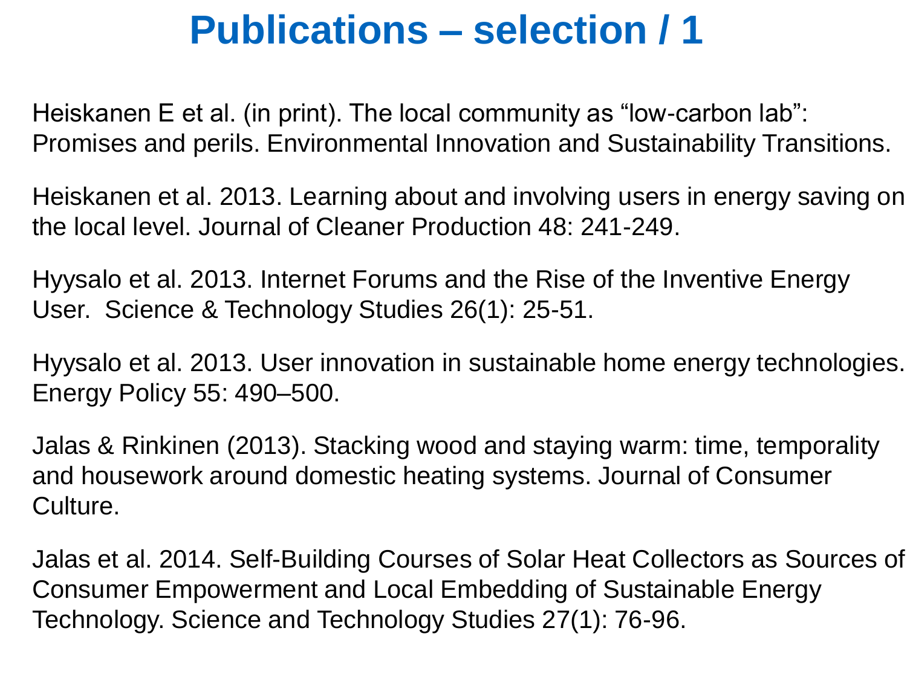# Publications – selection / 1

Heiskanen E et al. (in print). The local community as “low-carbon lab”: Promises and perils. Environmental Innovation and Sustainability Transitions.

Heiskanen et al. 2013. Learning about and involving users in energy saving on the local level. Journal of Cleaner Production 48: 241-249.

Hyysalo et al. 2013. Internet Forums and the Rise of the Inventive Energy User. Science & Technology Studies 26(1): 25-51.

Hyysalo et al. 2013. User innovation in sustainable home energy technologies. Energy Policy 55: 490–500.

Jalas & Rinkinen (2013). Stacking wood and staying warm: time, temporality and housework around domestic heating systems. Journal of Consumer Culture.

Jalas et al. 2014. Self-Building Courses of Solar Heat Collectors as Sources of Consumer Empowerment and Local Embedding of Sustainable Energy Technology. Science and Technology Studies 27(1): 76-96.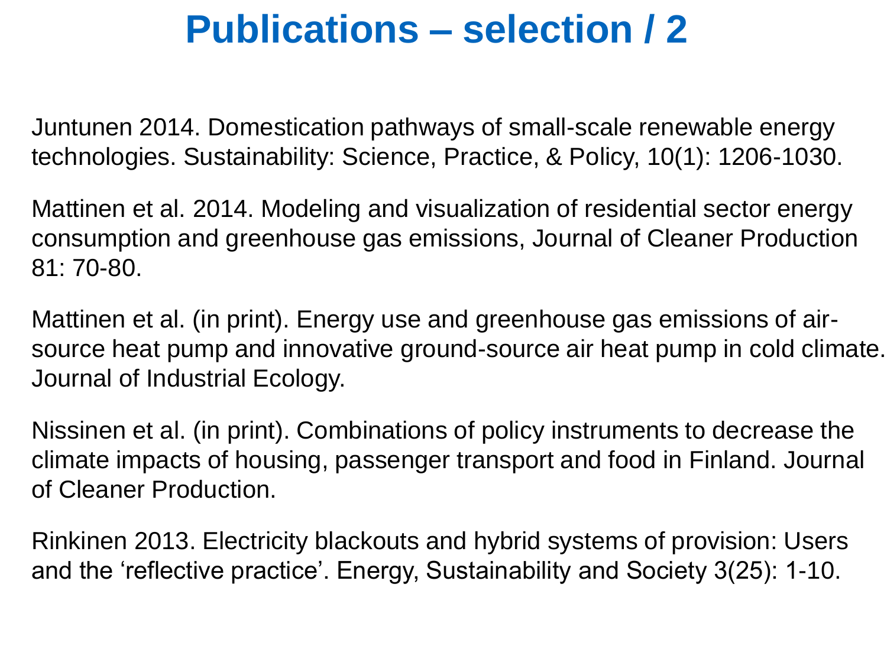# Publications – selection / 2

Juntunen 2014. Domestication pathways of small-scale renewable energy technologies. Sustainability: Science, Practice, & Policy, 10(1): 1206-1030.

Mattinen et al. 2014. Modeling and visualization of residential sector energy consumption and greenhouse gas emissions, Journal of Cleaner Production 81: 70-80.

Mattinen et al. (in print). Energy use and greenhouse gas emissions of air-source heat pump and innovative ground-source air heat pump in cold climate. Journal of Industrial Ecology.

Nissinen et al. (in print). Combinations of policy instruments to decrease the climate impacts of housing, passenger transport and food in Finland. Journal of Cleaner Production.

Rinkinen 2013. Electricity blackouts and hybrid systems of provision: Users and the 'reflective practice'. Energy, Sustainability and Society 3(25): 1-10.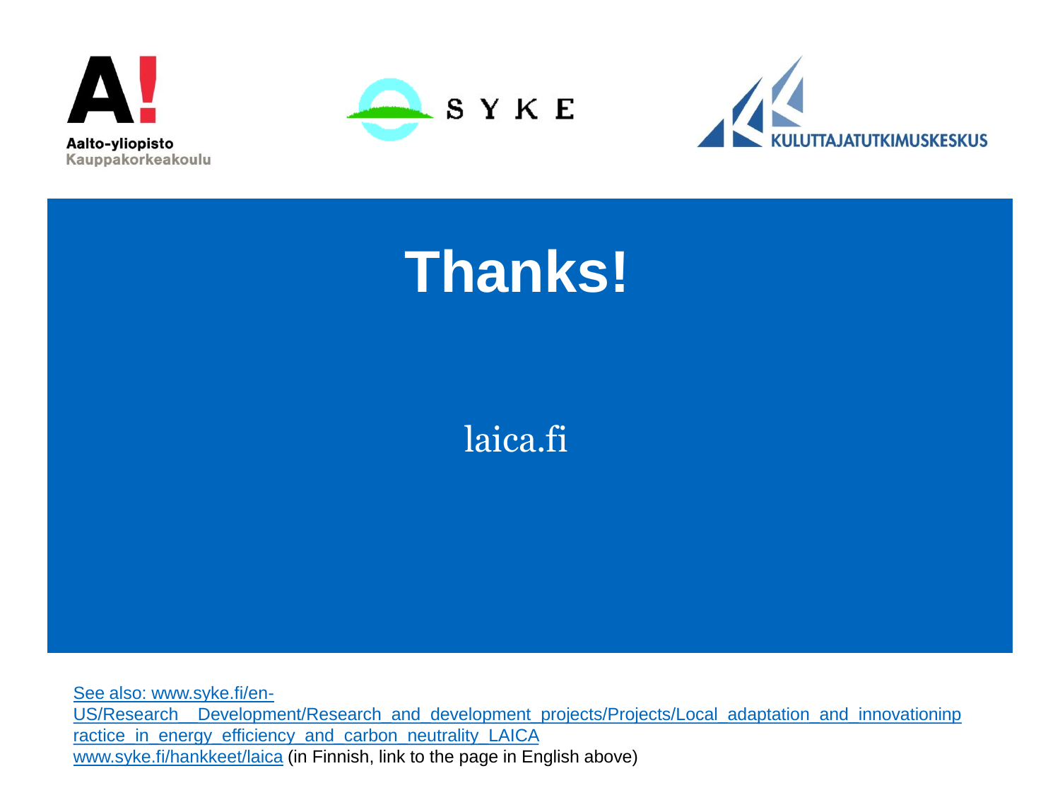Aalto-yliopisto
Kauppakorkeakoulu

SYKE

KULUTTAJATUTKIMUSKESKUS

# Thanks!

laica.fi

See also: www.syke.fi/en-US/Research__Development/Research_and_development_projects/Projects/Local_adaptation_and_innovationinpractice_in_energy_efficiency_and_carbon_neutrality_LAICA
www.syke.fi/hankkeet/laica (in Finnish, link to the page in English above)